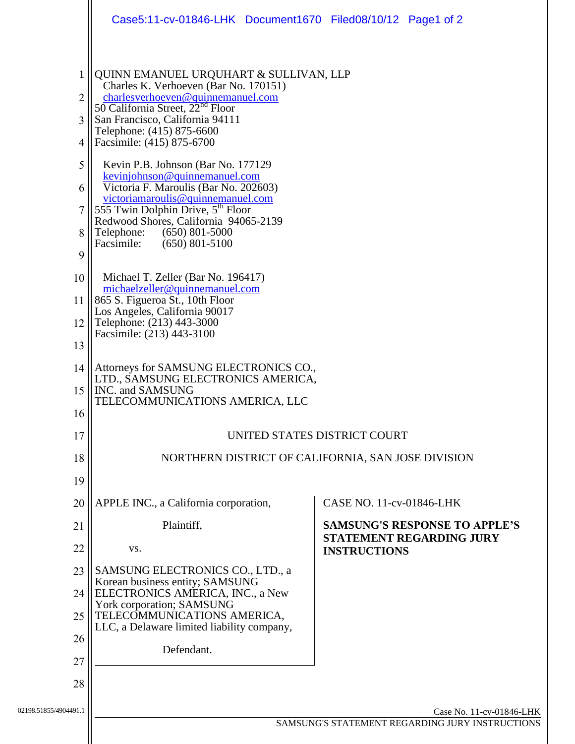QUINN EMANUEL URQUHART & SULLIVAN, LLP
Charles K. Verhoeven (Bar No. 170151)
charlesverhoeven@quinnemanuel.com
50 California Street, 22nd Floor
San Francisco, California 94111
Telephone: (415) 875-6600
Facsimile: (415) 875-6700

Kevin P.B. Johnson (Bar No. 177129
kevinjohnson@quinnemanuel.com
Victoria F. Maroulis (Bar No. 202603)
victoriamaroulis@quinnemanuel.com
555 Twin Dolphin Drive, 5th Floor
Redwood Shores, California 94065-2139
Telephone: (650) 801-5000
Facsimile: (650) 801-5100

Michael T. Zeller (Bar No. 196417)
michaelzeller@quinnemanuel.com
865 S. Figueroa St., 10th Floor
Los Angeles, California 90017
Telephone: (213) 443-3000
Facsimile: (213) 443-3100

Attorneys for SAMSUNG ELECTRONICS CO., LTD., SAMSUNG ELECTRONICS AMERICA, INC. and SAMSUNG TELECOMMUNICATIONS AMERICA, LLC

UNITED STATES DISTRICT COURT

NORTHERN DISTRICT OF CALIFORNIA, SAN JOSE DIVISION

APPLE INC., a California corporation,

Plaintiff,

vs.

SAMSUNG ELECTRONICS CO., LTD., a Korean business entity; SAMSUNG ELECTRONICS AMERICA, INC., a New York corporation; SAMSUNG TELECOMMUNICATIONS AMERICA, LLC, a Delaware limited liability company,

Defendant.

CASE NO. 11-cv-01846-LHK

**SAMSUNG'S RESPONSE TO APPLE'S STATEMENT REGARDING JURY INSTRUCTIONS**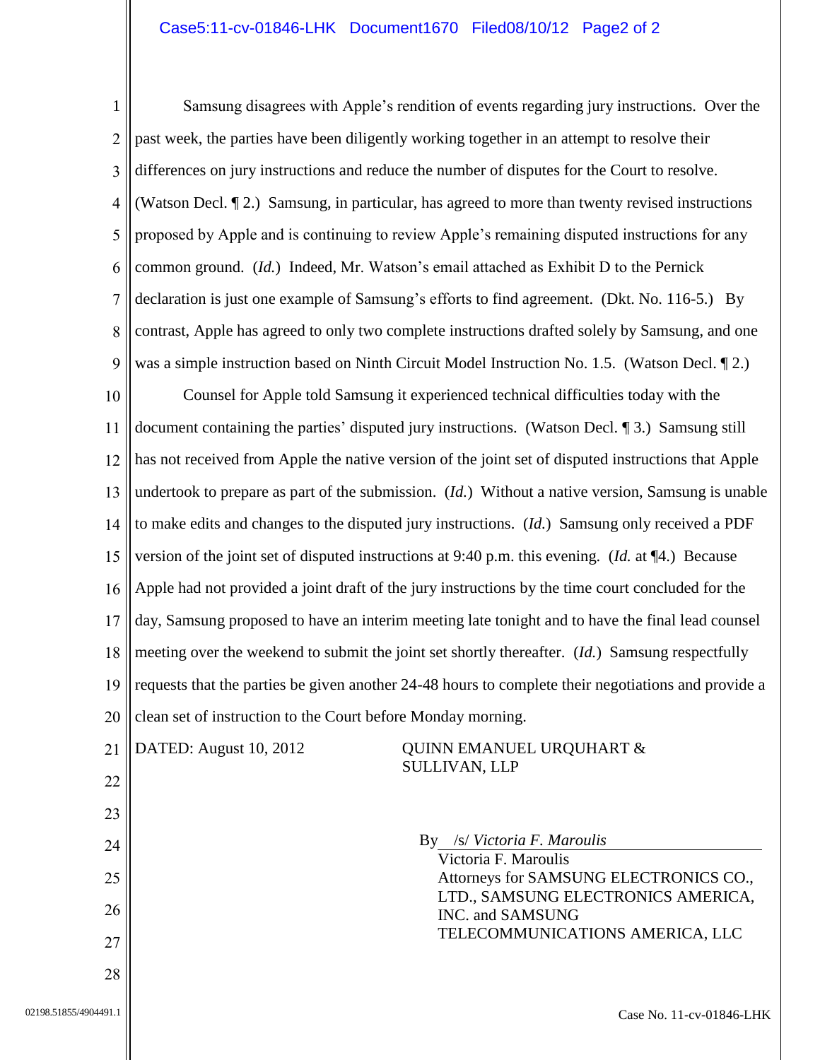Samsung disagrees with Apple's rendition of events regarding jury instructions. Over the past week, the parties have been diligently working together in an attempt to resolve their differences on jury instructions and reduce the number of disputes for the Court to resolve. (Watson Decl. ¶ 2.) Samsung, in particular, has agreed to more than twenty revised instructions proposed by Apple and is continuing to review Apple's remaining disputed instructions for any common ground. (*Id.*) Indeed, Mr. Watson's email attached as Exhibit D to the Pernick declaration is just one example of Samsung's efforts to find agreement. (Dkt. No. 116-5.) By contrast, Apple has agreed to only two complete instructions drafted solely by Samsung, and one was a simple instruction based on Ninth Circuit Model Instruction No. 1.5. (Watson Decl. ¶ 2.)

Counsel for Apple told Samsung it experienced technical difficulties today with the document containing the parties' disputed jury instructions. (Watson Decl. ¶ 3.) Samsung still has not received from Apple the native version of the joint set of disputed instructions that Apple undertook to prepare as part of the submission. (*Id.*) Without a native version, Samsung is unable to make edits and changes to the disputed jury instructions. (*Id.*) Samsung only received a PDF version of the joint set of disputed instructions at 9:40 p.m. this evening. (*Id.* at ¶4.) Because Apple had not provided a joint draft of the jury instructions by the time court concluded for the day, Samsung proposed to have an interim meeting late tonight and to have the final lead counsel meeting over the weekend to submit the joint set shortly thereafter. (*Id.*) Samsung respectfully requests that the parties be given another 24-48 hours to complete their negotiations and provide a clean set of instruction to the Court before Monday morning.

DATED: August 10, 2012

QUINN EMANUEL URQUHART & SULLIVAN, LLP

By /s/ *Victoria F. Maroulis*
Victoria F. Maroulis
Attorneys for SAMSUNG ELECTRONICS CO., LTD., SAMSUNG ELECTRONICS AMERICA, INC. and SAMSUNG TELECOMMUNICATIONS AMERICA, LLC